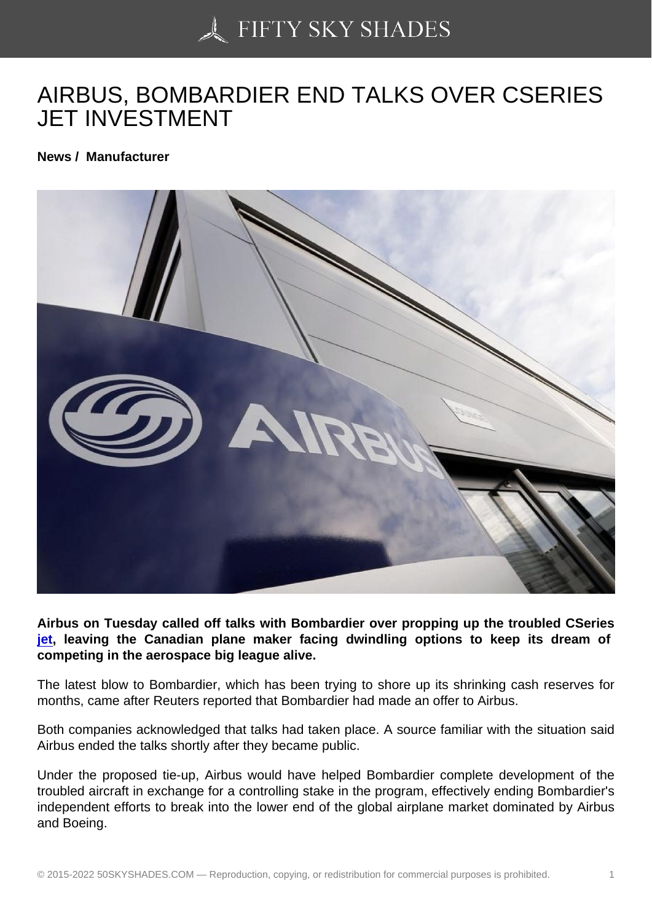# AIRBUS, BOMBARDIER END TALKS OVER CSERIES JET INVESTMENT

**News / Manufacturer**

**Airbus on Tuesday called off talks with Bombardier over propping up the troubled CSeries jet, leaving the Canadian plane maker facing dwindling options to keep its dream of competing in the aerospace big league alive.**

The latest blow to Bombardier, which has been trying to shore up its shrinking cash reserves for months, came after Reuters reported that Bombardier had made an offer to Airbus.

Both companies acknowledged that talks had taken place. A source familiar with the situation said Airbus ended the talks shortly after they became public.

Under the proposed tie-up, Airbus would have helped Bombardier complete development of the troubled aircraft in exchange for a controlling stake in the program, effectively ending Bombardier's independent efforts to break into the lower end of the global airplane market dominated by Airbus and Boeing.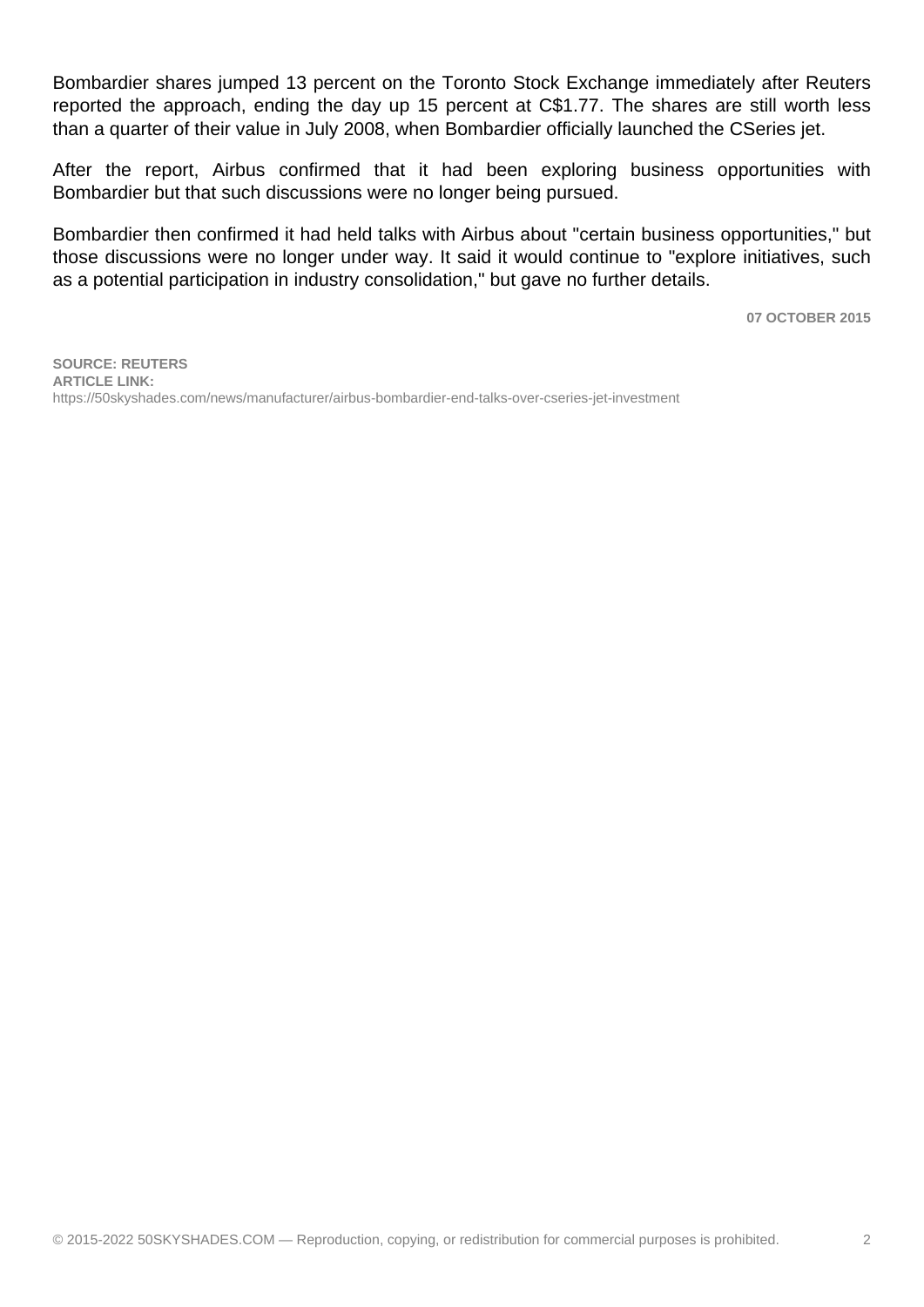Bombardier shares jumped 13 percent on the Toronto Stock Exchange immediately after Reuters reported the approach, ending the day up 15 percent at C$1.77. The shares are still worth less than a quarter of their value in July 2008, when Bombardier officially launched the CSeries jet.

After the report, Airbus confirmed that it had been exploring business opportunities with Bombardier but that such discussions were no longer being pursued.

Bombardier then confirmed it had held talks with Airbus about "certain business opportunities," but those discussions were no longer under way. It said it would continue to "explore initiatives, such as a potential participation in industry consolidation," but gave no further details.

**07 OCTOBER 2015**

**SOURCE: REUTERS**
**ARTICLE LINK:**
https://50skyshades.com/news/manufacturer/airbus-bombardier-end-talks-over-cseries-jet-investment